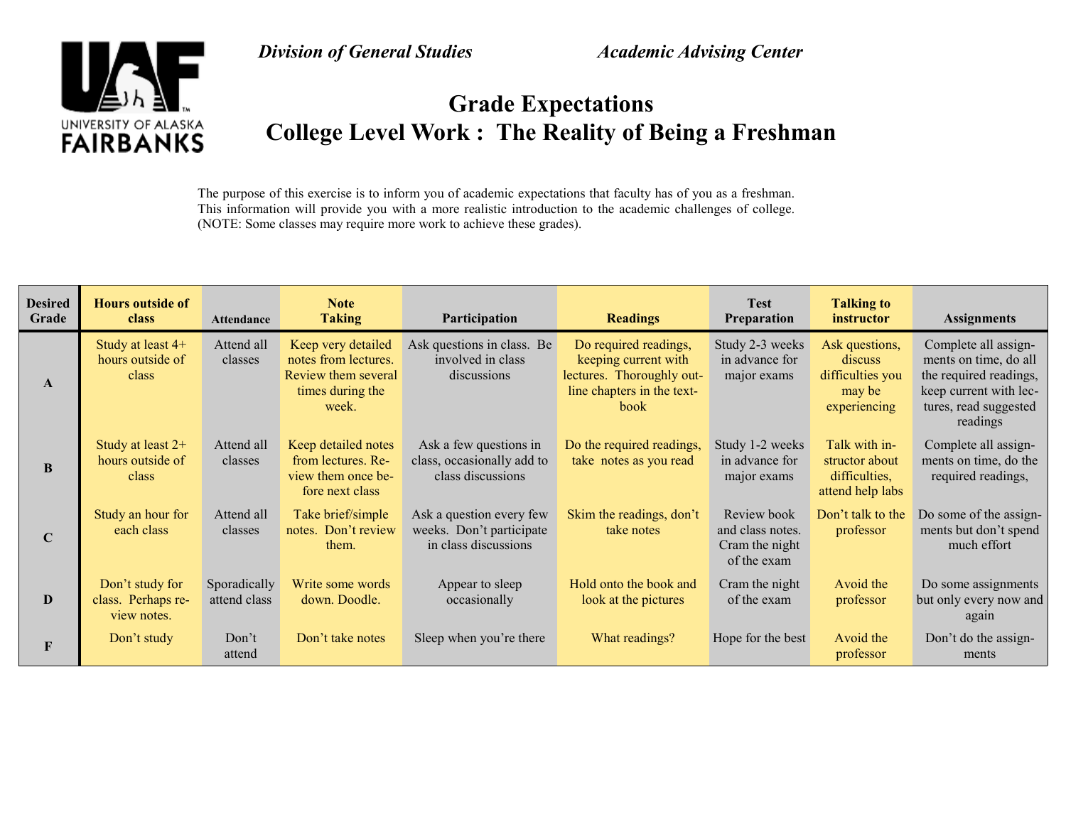*Division of General Studies* *Academic Advising Center*

# Grade Expectations
# College Level Work : The Reality of Being a Freshman

The purpose of this exercise is to inform you of academic expectations that faculty has of you as a freshman. This information will provide you with a more realistic introduction to the academic challenges of college. (NOTE: Some classes may require more work to achieve these grades).

| Desired Grade | Hours outside of class | Attendance | Note Taking | Participation | Readings | Test Preparation | Talking to instructor | Assignments |
|---|---|---|---|---|---|---|---|---|
| **A** | Study at least 4+ hours outside of class | Attend all classes | Keep very detailed notes from lectures. Review them several times during the week. | Ask questions in class. Be involved in class discussions | Do required readings, keeping current with lectures. Thoroughly outline chapters in the textbook | Study 2-3 weeks in advance for major exams | Ask questions, discuss difficulties you may be experiencing | Complete all assignments on time, do all the required readings, keep current with lectures, read suggested readings |
| **B** | Study at least 2+ hours outside of class | Attend all classes | Keep detailed notes from lectures. Review them once before next class | Ask a few questions in class, occasionally add to class discussions | Do the required readings, take notes as you read | Study 1-2 weeks in advance for major exams | Talk with instructor about difficulties, attend help labs | Complete all assignments on time, do the required readings, |
| **C** | Study an hour for each class | Attend all classes | Take brief/simple notes. Don't review them. | Ask a question every few weeks. Don't participate in class discussions | Skim the readings, don't take notes | Review book and class notes. Cram the night of the exam | Don't talk to the professor | Do some of the assignments but don't spend much effort |
| **D** | Don't study for class. Perhaps review notes. | Sporadically attend class | Write some words down. Doodle. | Appear to sleep occasionally | Hold onto the book and look at the pictures | Cram the night of the exam | Avoid the professor | Do some assignments but only every now and again |
| **F** | Don't study | Don't attend | Don't take notes | Sleep when you're there | What readings? | Hope for the best | Avoid the professor | Don't do the assignments |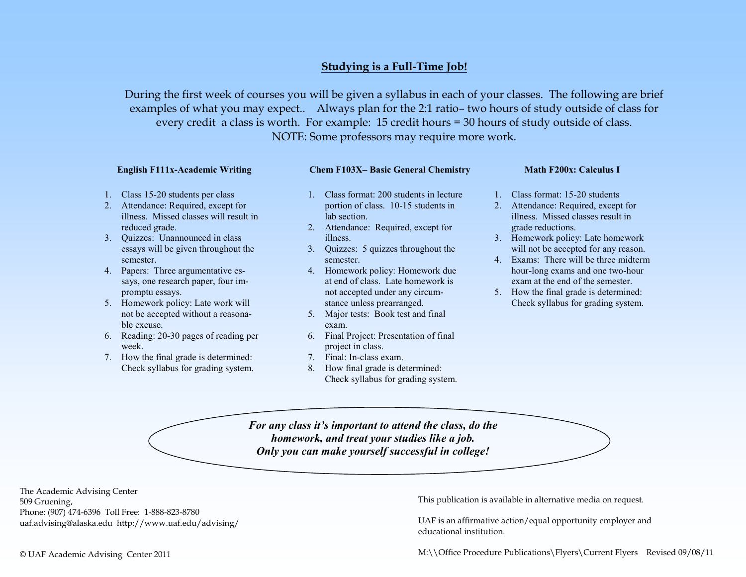## Studying is a Full-Time Job!

During the first week of courses you will be given a syllabus in each of your classes. The following are brief examples of what you may expect.. Always plan for the 2:1 ratio– two hours of study outside of class for every credit a class is worth. For example: 15 credit hours = 30 hours of study outside of class. NOTE: Some professors may require more work.

### English F111x-Academic Writing

1. Class 15-20 students per class
2. Attendance: Required, except for illness. Missed classes will result in reduced grade.
3. Quizzes: Unannounced in class essays will be given throughout the semester.
4. Papers: Three argumentative essays, one research paper, four impromptu essays.
5. Homework policy: Late work will not be accepted without a reasonable excuse.
6. Reading: 20-30 pages of reading per week.
7. How the final grade is determined: Check syllabus for grading system.

### Chem F103X– Basic General Chemistry

1. Class format: 200 students in lecture portion of class. 10-15 students in lab section.
2. Attendance: Required, except for illness.
3. Quizzes: 5 quizzes throughout the semester.
4. Homework policy: Homework due at end of class. Late homework is not accepted under any circumstance unless prearranged.
5. Major tests: Book test and final exam.
6. Final Project: Presentation of final project in class.
7. Final: In-class exam.
8. How final grade is determined: Check syllabus for grading system.

### Math F200x: Calculus I

1. Class format: 15-20 students
2. Attendance: Required, except for illness. Missed classes result in grade reductions.
3. Homework policy: Late homework will not be accepted for any reason.
4. Exams: There will be three midterm hour-long exams and one two-hour exam at the end of the semester.
5. How the final grade is determined: Check syllabus for grading system.

***For any class it's important to attend the class, do the homework, and treat your studies like a job. Only you can make yourself successful in college!***

The Academic Advising Center
509 Gruening,
Phone: (907) 474-6396 Toll Free: 1-888-823-8780
uaf.advising@alaska.edu http://www.uaf.edu/advising/

This publication is available in alternative media on request.

UAF is an affirmative action/equal opportunity employer and educational institution.

© UAF Academic Advising Center 2011

M:\\Office Procedure Publications\Flyers\Current Flyers Revised 09/08/11